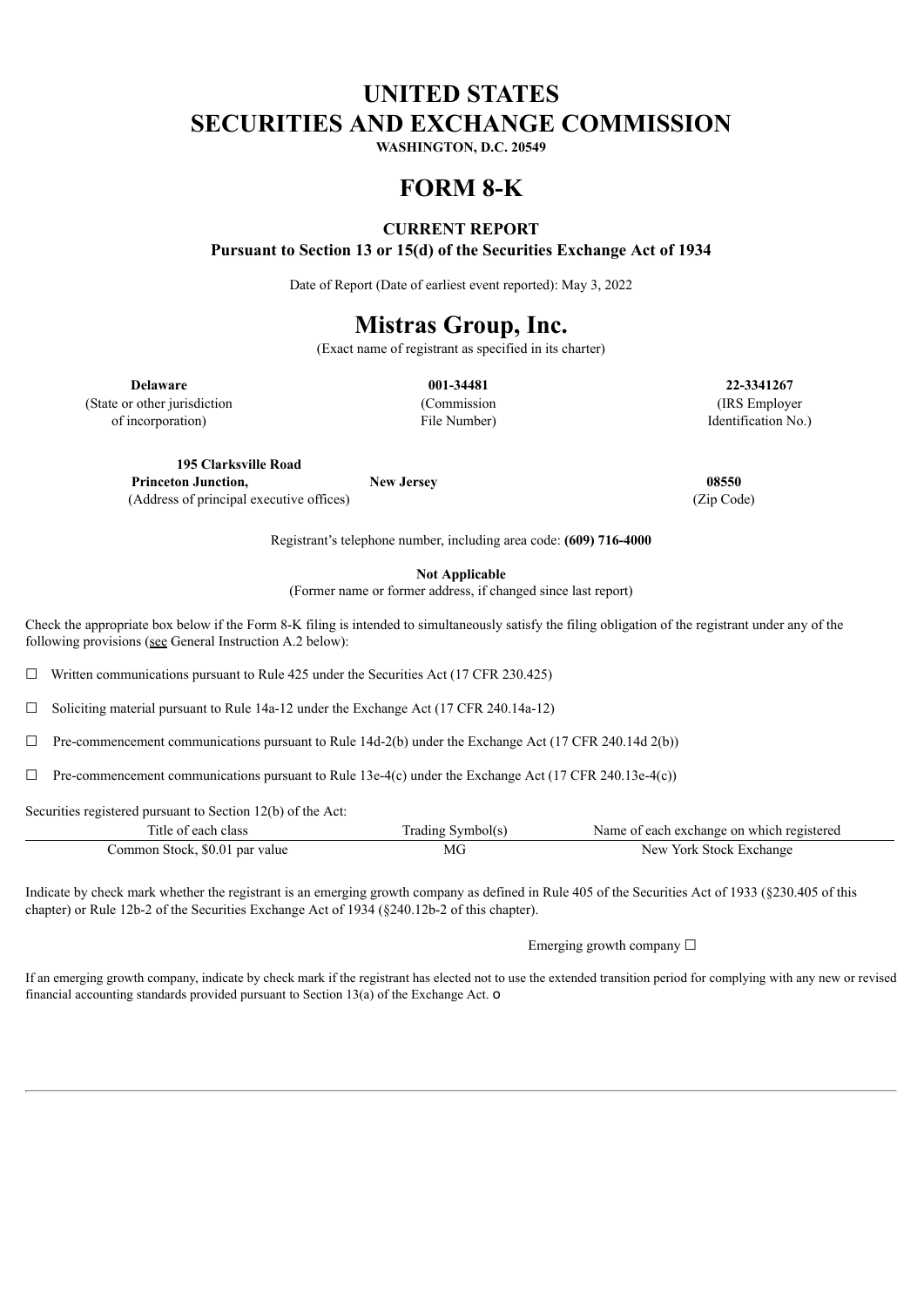# UNITED STATES
# SECURITIES AND EXCHANGE COMMISSION

**WASHINGTON, D.C. 20549**

# FORM 8-K

**CURRENT REPORT**

**Pursuant to Section 13 or 15(d) of the Securities Exchange Act of 1934**

Date of Report (Date of earliest event reported): May 3, 2022

# Mistras Group, Inc.

(Exact name of registrant as specified in its charter)

| **Delaware** | **001-34481** | **22-3341267** |
|---|---|---|
| (State or other jurisdiction of incorporation) | (Commission File Number) | (IRS Employer Identification No.) |

| **195 Clarksville Road Princeton Junction,** | **New Jersey** | **08550** |
|---|---|---|
| (Address of principal executive offices) | | (Zip Code) |

Registrant's telephone number, including area code: **(609) 716-4000**

**Not Applicable**

(Former name or former address, if changed since last report)

Check the appropriate box below if the Form 8-K filing is intended to simultaneously satisfy the filing obligation of the registrant under any of the following provisions (see General Instruction A.2 below):

☐ Written communications pursuant to Rule 425 under the Securities Act (17 CFR 230.425)

☐ Soliciting material pursuant to Rule 14a-12 under the Exchange Act (17 CFR 240.14a-12)

☐ Pre-commencement communications pursuant to Rule 14d-2(b) under the Exchange Act (17 CFR 240.14d 2(b))

☐ Pre-commencement communications pursuant to Rule 13e-4(c) under the Exchange Act (17 CFR 240.13e-4(c))

Securities registered pursuant to Section 12(b) of the Act:

| Title of each class | Trading Symbol(s) | Name of each exchange on which registered |
|---|---|---|
| Common Stock, $0.01 par value | MG | New York Stock Exchange |

Indicate by check mark whether the registrant is an emerging growth company as defined in Rule 405 of the Securities Act of 1933 (§230.405 of this chapter) or Rule 12b-2 of the Securities Exchange Act of 1934 (§240.12b-2 of this chapter).

Emerging growth company ☐

If an emerging growth company, indicate by check mark if the registrant has elected not to use the extended transition period for complying with any new or revised financial accounting standards provided pursuant to Section 13(a) of the Exchange Act. o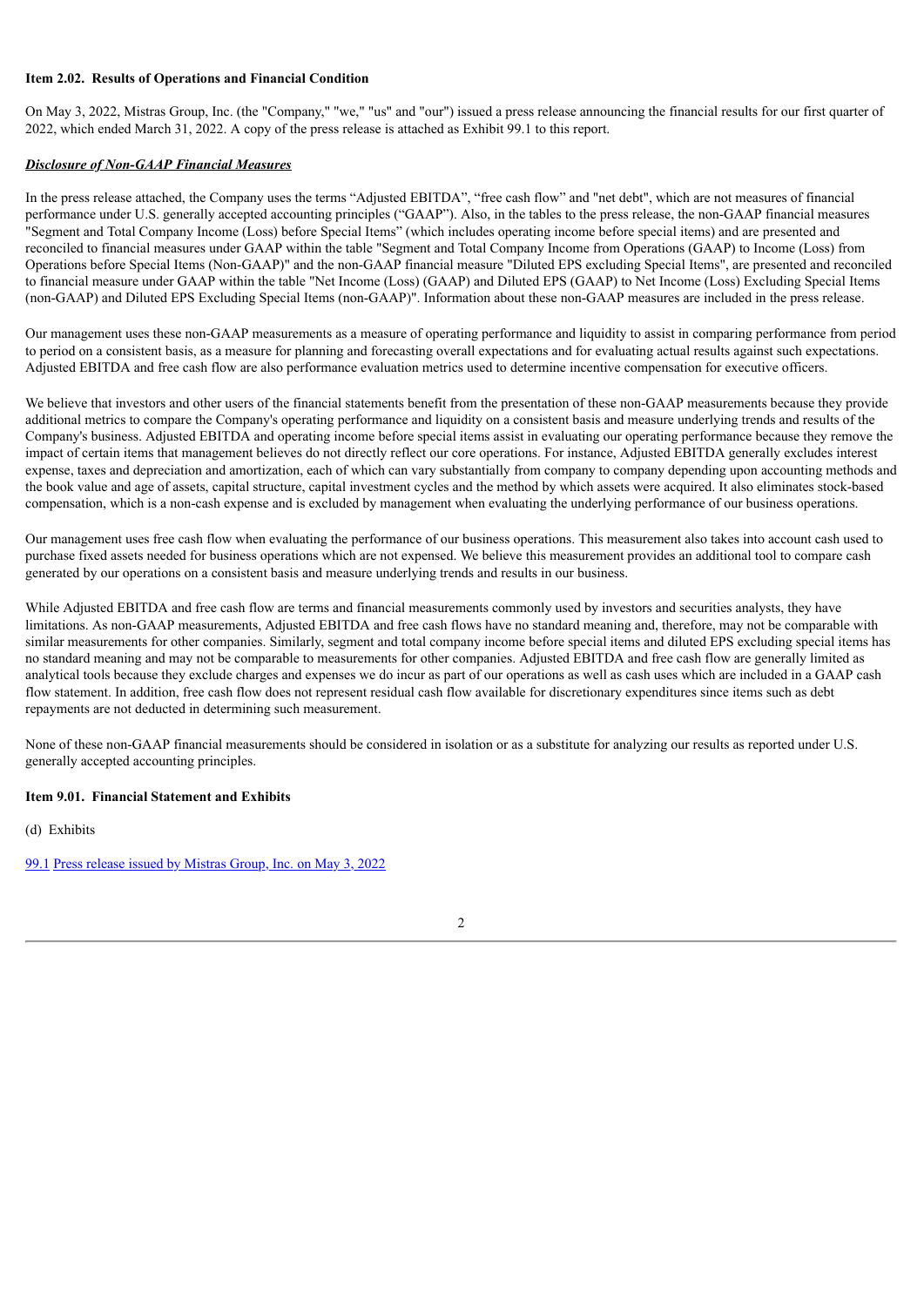**Item 2.02. Results of Operations and Financial Condition**

On May 3, 2022, Mistras Group, Inc. (the "Company," "we," "us" and "our") issued a press release announcing the financial results for our first quarter of 2022, which ended March 31, 2022. A copy of the press release is attached as Exhibit 99.1 to this report.

***Disclosure of Non-GAAP Financial Measures***

In the press release attached, the Company uses the terms "Adjusted EBITDA", "free cash flow" and "net debt", which are not measures of financial performance under U.S. generally accepted accounting principles ("GAAP"). Also, in the tables to the press release, the non-GAAP financial measures "Segment and Total Company Income (Loss) before Special Items" (which includes operating income before special items) and are presented and reconciled to financial measures under GAAP within the table "Segment and Total Company Income from Operations (GAAP) to Income (Loss) from Operations before Special Items (Non-GAAP)" and the non-GAAP financial measure "Diluted EPS excluding Special Items", are presented and reconciled to financial measure under GAAP within the table "Net Income (Loss) (GAAP) and Diluted EPS (GAAP) to Net Income (Loss) Excluding Special Items (non-GAAP) and Diluted EPS Excluding Special Items (non-GAAP)". Information about these non-GAAP measures are included in the press release.

Our management uses these non-GAAP measurements as a measure of operating performance and liquidity to assist in comparing performance from period to period on a consistent basis, as a measure for planning and forecasting overall expectations and for evaluating actual results against such expectations. Adjusted EBITDA and free cash flow are also performance evaluation metrics used to determine incentive compensation for executive officers.

We believe that investors and other users of the financial statements benefit from the presentation of these non-GAAP measurements because they provide additional metrics to compare the Company's operating performance and liquidity on a consistent basis and measure underlying trends and results of the Company's business. Adjusted EBITDA and operating income before special items assist in evaluating our operating performance because they remove the impact of certain items that management believes do not directly reflect our core operations. For instance, Adjusted EBITDA generally excludes interest expense, taxes and depreciation and amortization, each of which can vary substantially from company to company depending upon accounting methods and the book value and age of assets, capital structure, capital investment cycles and the method by which assets were acquired. It also eliminates stock-based compensation, which is a non-cash expense and is excluded by management when evaluating the underlying performance of our business operations.

Our management uses free cash flow when evaluating the performance of our business operations. This measurement also takes into account cash used to purchase fixed assets needed for business operations which are not expensed. We believe this measurement provides an additional tool to compare cash generated by our operations on a consistent basis and measure underlying trends and results in our business.

While Adjusted EBITDA and free cash flow are terms and financial measurements commonly used by investors and securities analysts, they have limitations. As non-GAAP measurements, Adjusted EBITDA and free cash flows have no standard meaning and, therefore, may not be comparable with similar measurements for other companies. Similarly, segment and total company income before special items and diluted EPS excluding special items has no standard meaning and may not be comparable to measurements for other companies. Adjusted EBITDA and free cash flow are generally limited as analytical tools because they exclude charges and expenses we do incur as part of our operations as well as cash uses which are included in a GAAP cash flow statement. In addition, free cash flow does not represent residual cash flow available for discretionary expenditures since items such as debt repayments are not deducted in determining such measurement.

None of these non-GAAP financial measurements should be considered in isolation or as a substitute for analyzing our results as reported under U.S. generally accepted accounting principles.

**Item 9.01. Financial Statement and Exhibits**

(d) Exhibits

99.1 Press release issued by Mistras Group, Inc. on May 3, 2022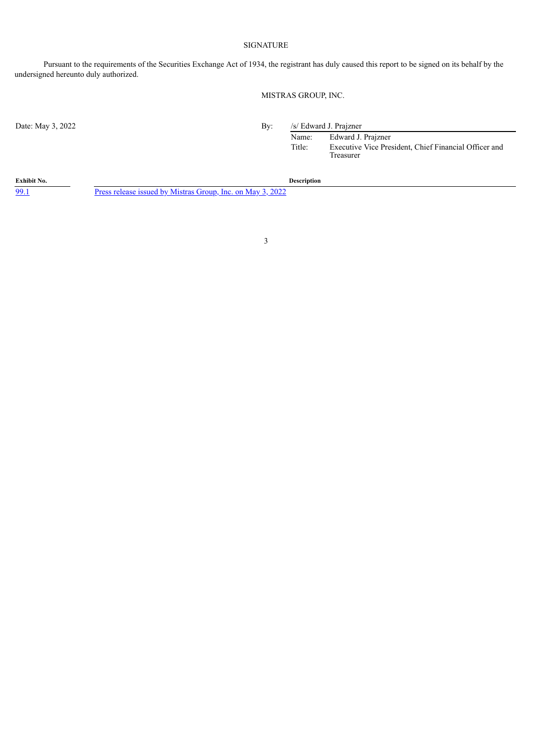## SIGNATURE

Pursuant to the requirements of the Securities Exchange Act of 1934, the registrant has duly caused this report to be signed on its behalf by the undersigned hereunto duly authorized.

MISTRAS GROUP, INC.

Date: May 3, 2022

By: /s/ Edward J. Prajzner

Name: Edward J. Prajzner

Title: Executive Vice President, Chief Financial Officer and Treasurer

| Exhibit No. | Description |
| --- | --- |
| 99.1 | Press release issued by Mistras Group, Inc. on May 3, 2022 |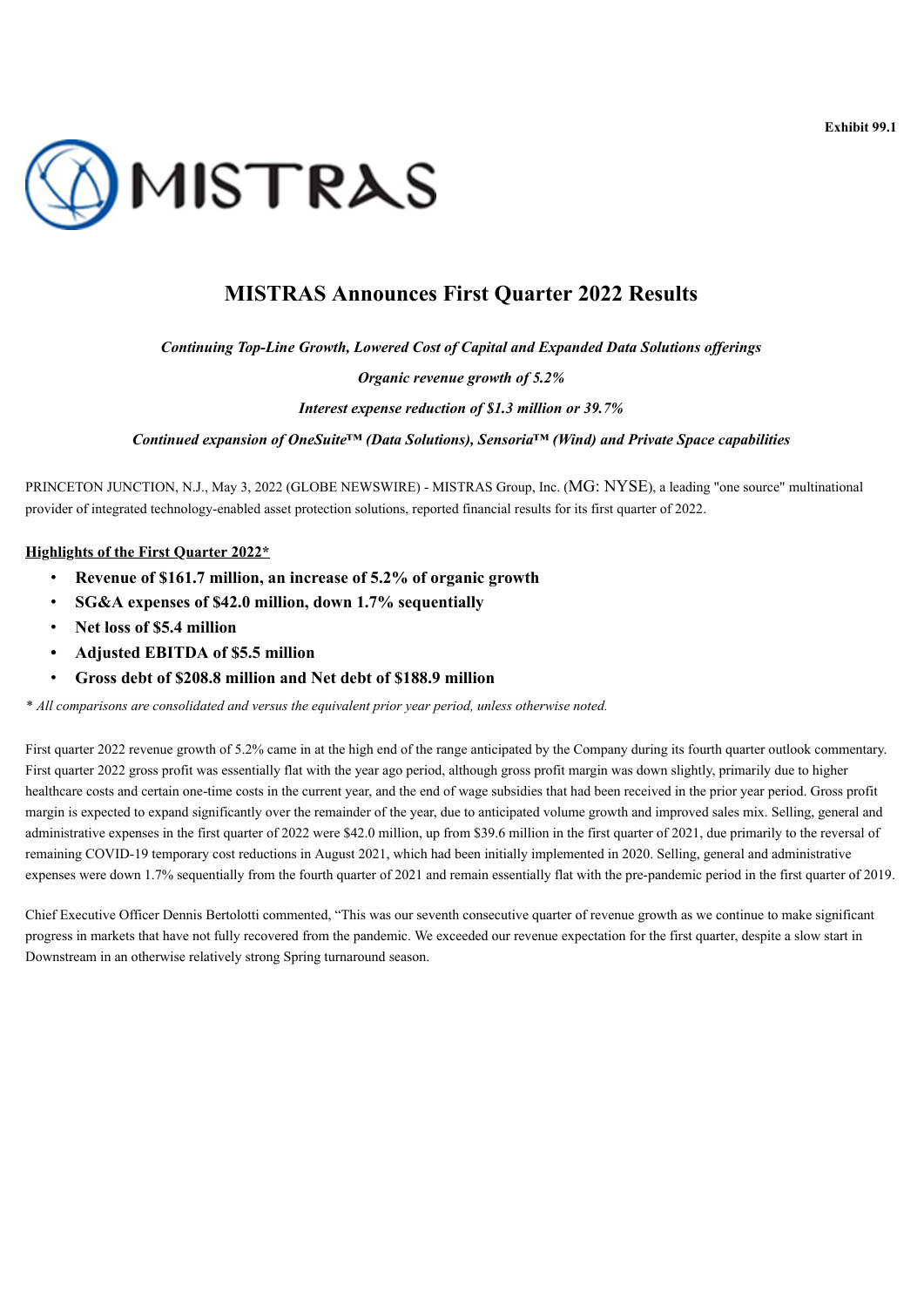Exhibit 99.1

# MISTRAS Announces First Quarter 2022 Results

*Continuing Top-Line Growth, Lowered Cost of Capital and Expanded Data Solutions offerings*

*Organic revenue growth of 5.2%*

*Interest expense reduction of $1.3 million or 39.7%*

*Continued expansion of OneSuite™ (Data Solutions), Sensoria™ (Wind) and Private Space capabilities*

PRINCETON JUNCTION, N.J., May 3, 2022 (GLOBE NEWSWIRE) - MISTRAS Group, Inc. (MG: NYSE), a leading "one source" multinational provider of integrated technology-enabled asset protection solutions, reported financial results for its first quarter of 2022.

**Highlights of the First Quarter 2022***

- **Revenue of $161.7 million, an increase of 5.2% of organic growth**
- **SG&A expenses of $42.0 million, down 1.7% sequentially**
- **Net loss of $5.4 million**
- **Adjusted EBITDA of $5.5 million**
- **Gross debt of $208.8 million and Net debt of $188.9 million**

*\* All comparisons are consolidated and versus the equivalent prior year period, unless otherwise noted.*

First quarter 2022 revenue growth of 5.2% came in at the high end of the range anticipated by the Company during its fourth quarter outlook commentary. First quarter 2022 gross profit was essentially flat with the year ago period, although gross profit margin was down slightly, primarily due to higher healthcare costs and certain one-time costs in the current year, and the end of wage subsidies that had been received in the prior year period. Gross profit margin is expected to expand significantly over the remainder of the year, due to anticipated volume growth and improved sales mix. Selling, general and administrative expenses in the first quarter of 2022 were $42.0 million, up from $39.6 million in the first quarter of 2021, due primarily to the reversal of remaining COVID-19 temporary cost reductions in August 2021, which had been initially implemented in 2020. Selling, general and administrative expenses were down 1.7% sequentially from the fourth quarter of 2021 and remain essentially flat with the pre-pandemic period in the first quarter of 2019.

Chief Executive Officer Dennis Bertolotti commented, "This was our seventh consecutive quarter of revenue growth as we continue to make significant progress in markets that have not fully recovered from the pandemic. We exceeded our revenue expectation for the first quarter, despite a slow start in Downstream in an otherwise relatively strong Spring turnaround season.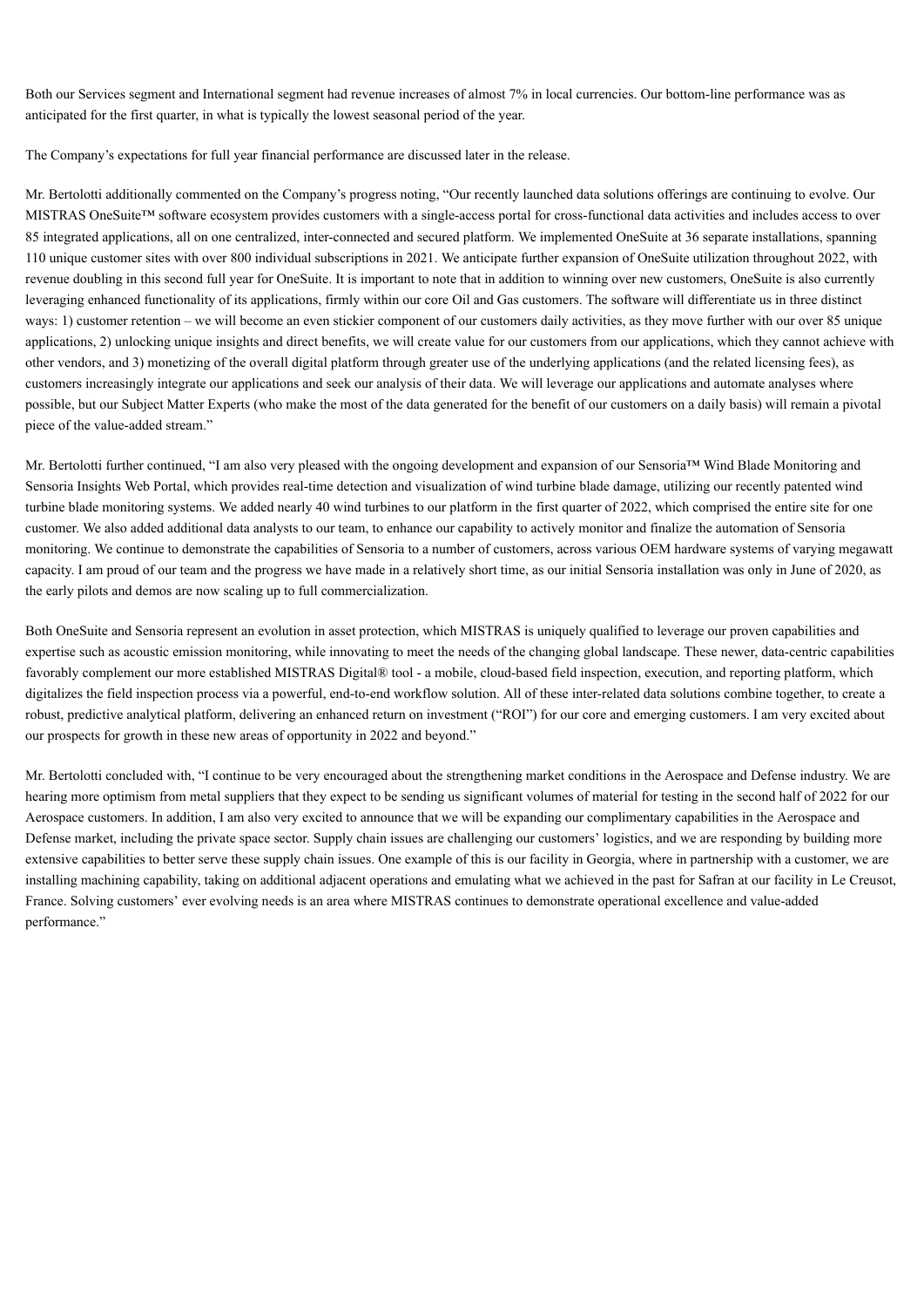Both our Services segment and International segment had revenue increases of almost 7% in local currencies. Our bottom-line performance was as anticipated for the first quarter, in what is typically the lowest seasonal period of the year.

The Company's expectations for full year financial performance are discussed later in the release.

Mr. Bertolotti additionally commented on the Company's progress noting, "Our recently launched data solutions offerings are continuing to evolve. Our MISTRAS OneSuite™ software ecosystem provides customers with a single-access portal for cross-functional data activities and includes access to over 85 integrated applications, all on one centralized, inter-connected and secured platform. We implemented OneSuite at 36 separate installations, spanning 110 unique customer sites with over 800 individual subscriptions in 2021. We anticipate further expansion of OneSuite utilization throughout 2022, with revenue doubling in this second full year for OneSuite. It is important to note that in addition to winning over new customers, OneSuite is also currently leveraging enhanced functionality of its applications, firmly within our core Oil and Gas customers. The software will differentiate us in three distinct ways: 1) customer retention – we will become an even stickier component of our customers daily activities, as they move further with our over 85 unique applications, 2) unlocking unique insights and direct benefits, we will create value for our customers from our applications, which they cannot achieve with other vendors, and 3) monetizing of the overall digital platform through greater use of the underlying applications (and the related licensing fees), as customers increasingly integrate our applications and seek our analysis of their data. We will leverage our applications and automate analyses where possible, but our Subject Matter Experts (who make the most of the data generated for the benefit of our customers on a daily basis) will remain a pivotal piece of the value-added stream."

Mr. Bertolotti further continued, "I am also very pleased with the ongoing development and expansion of our Sensoria™ Wind Blade Monitoring and Sensoria Insights Web Portal, which provides real-time detection and visualization of wind turbine blade damage, utilizing our recently patented wind turbine blade monitoring systems. We added nearly 40 wind turbines to our platform in the first quarter of 2022, which comprised the entire site for one customer. We also added additional data analysts to our team, to enhance our capability to actively monitor and finalize the automation of Sensoria monitoring. We continue to demonstrate the capabilities of Sensoria to a number of customers, across various OEM hardware systems of varying megawatt capacity. I am proud of our team and the progress we have made in a relatively short time, as our initial Sensoria installation was only in June of 2020, as the early pilots and demos are now scaling up to full commercialization.

Both OneSuite and Sensoria represent an evolution in asset protection, which MISTRAS is uniquely qualified to leverage our proven capabilities and expertise such as acoustic emission monitoring, while innovating to meet the needs of the changing global landscape. These newer, data-centric capabilities favorably complement our more established MISTRAS Digital® tool - a mobile, cloud-based field inspection, execution, and reporting platform, which digitalizes the field inspection process via a powerful, end-to-end workflow solution. All of these inter-related data solutions combine together, to create a robust, predictive analytical platform, delivering an enhanced return on investment ("ROI") for our core and emerging customers. I am very excited about our prospects for growth in these new areas of opportunity in 2022 and beyond."

Mr. Bertolotti concluded with, "I continue to be very encouraged about the strengthening market conditions in the Aerospace and Defense industry. We are hearing more optimism from metal suppliers that they expect to be sending us significant volumes of material for testing in the second half of 2022 for our Aerospace customers. In addition, I am also very excited to announce that we will be expanding our complimentary capabilities in the Aerospace and Defense market, including the private space sector. Supply chain issues are challenging our customers' logistics, and we are responding by building more extensive capabilities to better serve these supply chain issues. One example of this is our facility in Georgia, where in partnership with a customer, we are installing machining capability, taking on additional adjacent operations and emulating what we achieved in the past for Safran at our facility in Le Creusot, France. Solving customers' ever evolving needs is an area where MISTRAS continues to demonstrate operational excellence and value-added performance."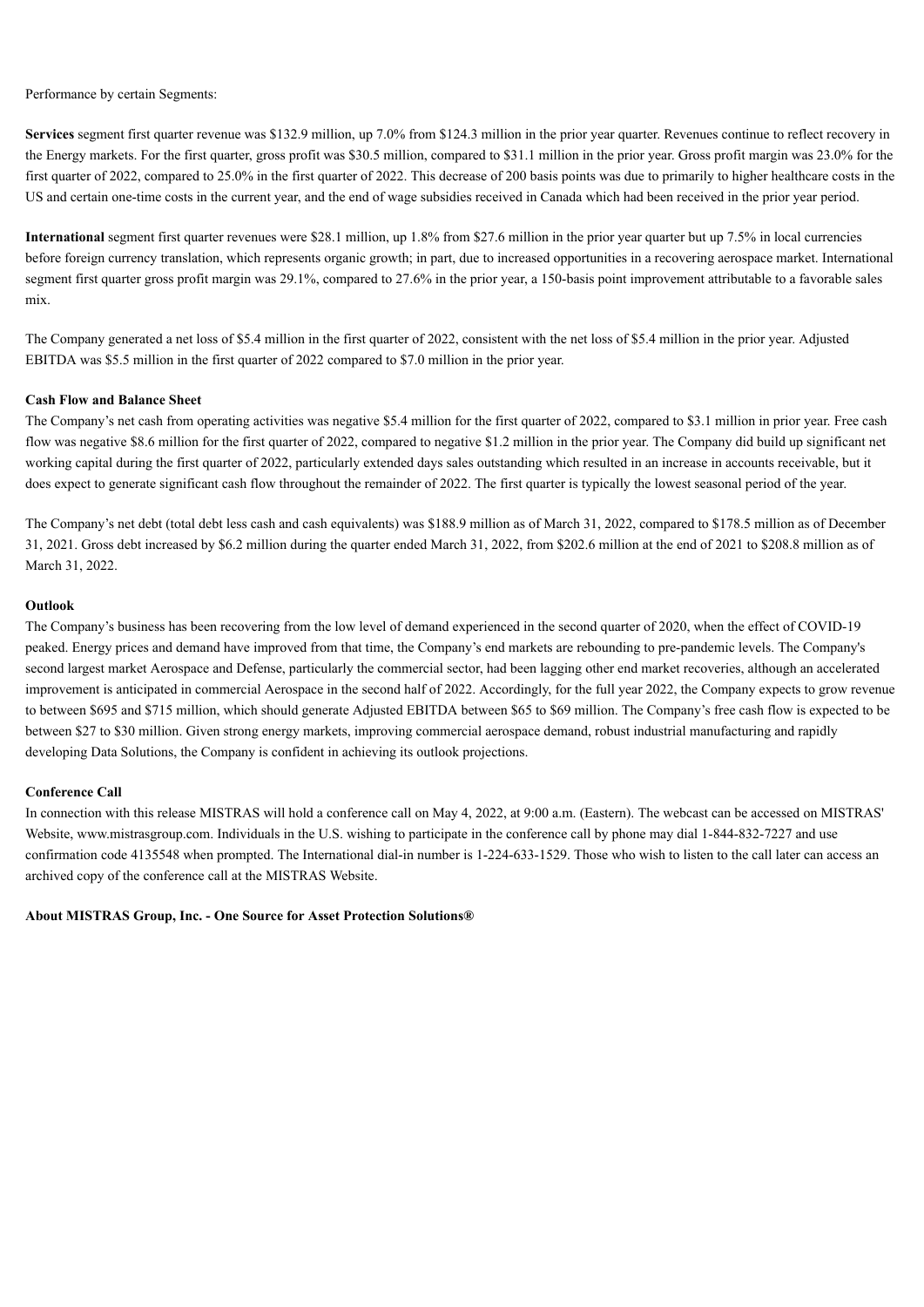Performance by certain Segments:

**Services** segment first quarter revenue was $132.9 million, up 7.0% from $124.3 million in the prior year quarter. Revenues continue to reflect recovery in the Energy markets. For the first quarter, gross profit was $30.5 million, compared to $31.1 million in the prior year. Gross profit margin was 23.0% for the first quarter of 2022, compared to 25.0% in the first quarter of 2022. This decrease of 200 basis points was due to primarily to higher healthcare costs in the US and certain one-time costs in the current year, and the end of wage subsidies received in Canada which had been received in the prior year period.

**International** segment first quarter revenues were $28.1 million, up 1.8% from $27.6 million in the prior year quarter but up 7.5% in local currencies before foreign currency translation, which represents organic growth; in part, due to increased opportunities in a recovering aerospace market. International segment first quarter gross profit margin was 29.1%, compared to 27.6% in the prior year, a 150-basis point improvement attributable to a favorable sales mix.

The Company generated a net loss of $5.4 million in the first quarter of 2022, consistent with the net loss of $5.4 million in the prior year. Adjusted EBITDA was $5.5 million in the first quarter of 2022 compared to $7.0 million in the prior year.

**Cash Flow and Balance Sheet**

The Company's net cash from operating activities was negative $5.4 million for the first quarter of 2022, compared to $3.1 million in prior year. Free cash flow was negative $8.6 million for the first quarter of 2022, compared to negative $1.2 million in the prior year. The Company did build up significant net working capital during the first quarter of 2022, particularly extended days sales outstanding which resulted in an increase in accounts receivable, but it does expect to generate significant cash flow throughout the remainder of 2022. The first quarter is typically the lowest seasonal period of the year.

The Company's net debt (total debt less cash and cash equivalents) was $188.9 million as of March 31, 2022, compared to $178.5 million as of December 31, 2021. Gross debt increased by $6.2 million during the quarter ended March 31, 2022, from $202.6 million at the end of 2021 to $208.8 million as of March 31, 2022.

**Outlook**

The Company's business has been recovering from the low level of demand experienced in the second quarter of 2020, when the effect of COVID-19 peaked. Energy prices and demand have improved from that time, the Company's end markets are rebounding to pre-pandemic levels. The Company's second largest market Aerospace and Defense, particularly the commercial sector, had been lagging other end market recoveries, although an accelerated improvement is anticipated in commercial Aerospace in the second half of 2022. Accordingly, for the full year 2022, the Company expects to grow revenue to between $695 and $715 million, which should generate Adjusted EBITDA between $65 to $69 million. The Company's free cash flow is expected to be between $27 to $30 million. Given strong energy markets, improving commercial aerospace demand, robust industrial manufacturing and rapidly developing Data Solutions, the Company is confident in achieving its outlook projections.

**Conference Call**

In connection with this release MISTRAS will hold a conference call on May 4, 2022, at 9:00 a.m. (Eastern). The webcast can be accessed on MISTRAS' Website, www.mistrasgroup.com. Individuals in the U.S. wishing to participate in the conference call by phone may dial 1-844-832-7227 and use confirmation code 4135548 when prompted. The International dial-in number is 1-224-633-1529. Those who wish to listen to the call later can access an archived copy of the conference call at the MISTRAS Website.

**About MISTRAS Group, Inc. - One Source for Asset Protection Solutions®**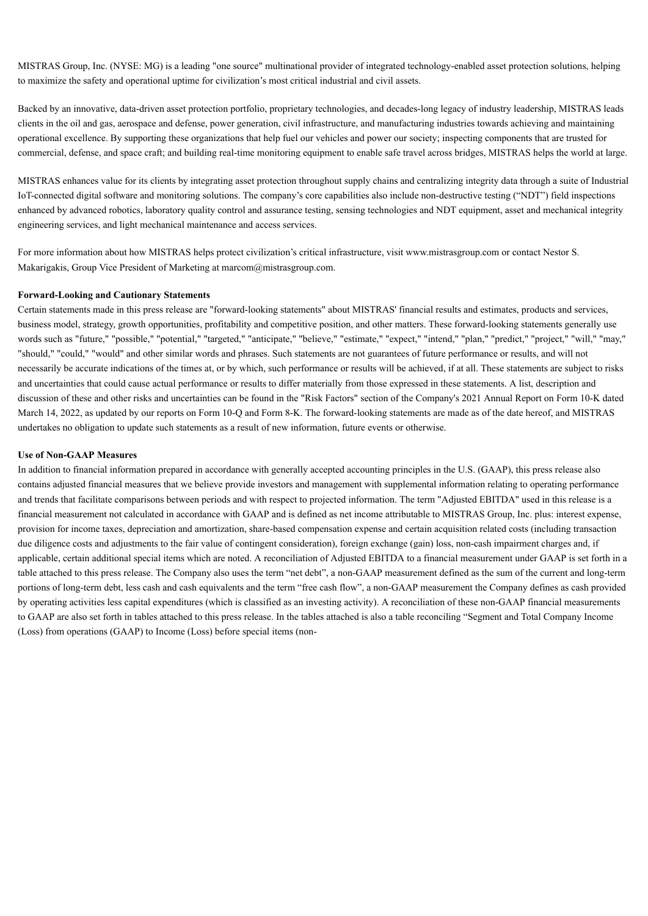MISTRAS Group, Inc. (NYSE: MG) is a leading "one source" multinational provider of integrated technology-enabled asset protection solutions, helping to maximize the safety and operational uptime for civilization's most critical industrial and civil assets.

Backed by an innovative, data-driven asset protection portfolio, proprietary technologies, and decades-long legacy of industry leadership, MISTRAS leads clients in the oil and gas, aerospace and defense, power generation, civil infrastructure, and manufacturing industries towards achieving and maintaining operational excellence. By supporting these organizations that help fuel our vehicles and power our society; inspecting components that are trusted for commercial, defense, and space craft; and building real-time monitoring equipment to enable safe travel across bridges, MISTRAS helps the world at large.

MISTRAS enhances value for its clients by integrating asset protection throughout supply chains and centralizing integrity data through a suite of Industrial IoT-connected digital software and monitoring solutions. The company's core capabilities also include non-destructive testing ("NDT") field inspections enhanced by advanced robotics, laboratory quality control and assurance testing, sensing technologies and NDT equipment, asset and mechanical integrity engineering services, and light mechanical maintenance and access services.

For more information about how MISTRAS helps protect civilization's critical infrastructure, visit www.mistrasgroup.com or contact Nestor S. Makarigakis, Group Vice President of Marketing at marcom@mistrasgroup.com.

**Forward-Looking and Cautionary Statements**

Certain statements made in this press release are "forward-looking statements" about MISTRAS' financial results and estimates, products and services, business model, strategy, growth opportunities, profitability and competitive position, and other matters. These forward-looking statements generally use words such as "future," "possible," "potential," "targeted," "anticipate," "believe," "estimate," "expect," "intend," "plan," "predict," "project," "will," "may," "should," "could," "would" and other similar words and phrases. Such statements are not guarantees of future performance or results, and will not necessarily be accurate indications of the times at, or by which, such performance or results will be achieved, if at all. These statements are subject to risks and uncertainties that could cause actual performance or results to differ materially from those expressed in these statements. A list, description and discussion of these and other risks and uncertainties can be found in the "Risk Factors" section of the Company's 2021 Annual Report on Form 10-K dated March 14, 2022, as updated by our reports on Form 10-Q and Form 8-K. The forward-looking statements are made as of the date hereof, and MISTRAS undertakes no obligation to update such statements as a result of new information, future events or otherwise.

**Use of Non-GAAP Measures**

In addition to financial information prepared in accordance with generally accepted accounting principles in the U.S. (GAAP), this press release also contains adjusted financial measures that we believe provide investors and management with supplemental information relating to operating performance and trends that facilitate comparisons between periods and with respect to projected information. The term "Adjusted EBITDA" used in this release is a financial measurement not calculated in accordance with GAAP and is defined as net income attributable to MISTRAS Group, Inc. plus: interest expense, provision for income taxes, depreciation and amortization, share-based compensation expense and certain acquisition related costs (including transaction due diligence costs and adjustments to the fair value of contingent consideration), foreign exchange (gain) loss, non-cash impairment charges and, if applicable, certain additional special items which are noted. A reconciliation of Adjusted EBITDA to a financial measurement under GAAP is set forth in a table attached to this press release. The Company also uses the term "net debt", a non-GAAP measurement defined as the sum of the current and long-term portions of long-term debt, less cash and cash equivalents and the term "free cash flow", a non-GAAP measurement the Company defines as cash provided by operating activities less capital expenditures (which is classified as an investing activity). A reconciliation of these non-GAAP financial measurements to GAAP are also set forth in tables attached to this press release. In the tables attached is also a table reconciling "Segment and Total Company Income (Loss) from operations (GAAP) to Income (Loss) before special items (non-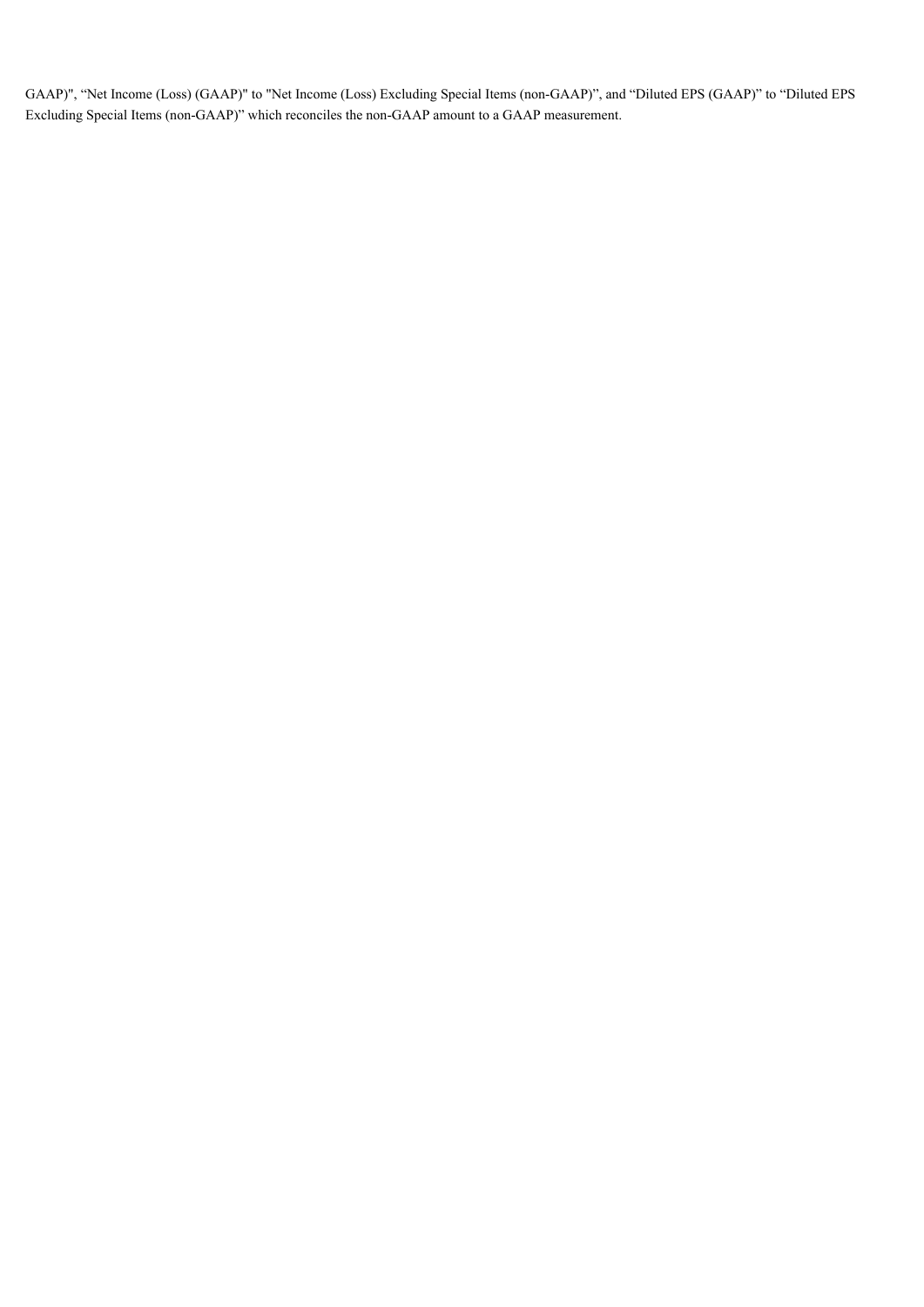GAAP)", "Net Income (Loss) (GAAP)" to "Net Income (Loss) Excluding Special Items (non-GAAP)", and "Diluted EPS (GAAP)" to "Diluted EPS Excluding Special Items (non-GAAP)" which reconciles the non-GAAP amount to a GAAP measurement.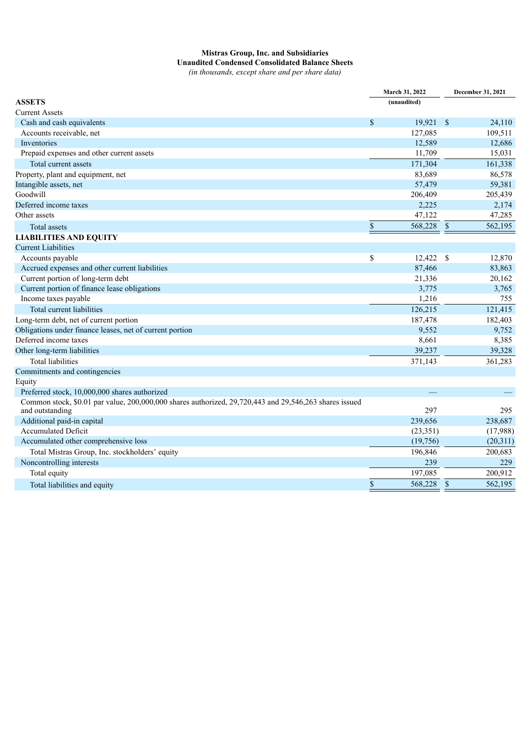**Mistras Group, Inc. and Subsidiaries**
**Unaudited Condensed Consolidated Balance Sheets**
*(in thousands, except share and per share data)*

| | March 31, 2022 | December 31, 2021 |
|---|---|---|
| | (unaudited) | |
| **ASSETS** | | |
| Current Assets | | |
| Cash and cash equivalents | $ 19,921 | $ 24,110 |
| Accounts receivable, net | 127,085 | 109,511 |
| Inventories | 12,589 | 12,686 |
| Prepaid expenses and other current assets | 11,709 | 15,031 |
| Total current assets | 171,304 | 161,338 |
| Property, plant and equipment, net | 83,689 | 86,578 |
| Intangible assets, net | 57,479 | 59,381 |
| Goodwill | 206,409 | 205,439 |
| Deferred income taxes | 2,225 | 2,174 |
| Other assets | 47,122 | 47,285 |
| Total assets | $ 568,228 | $ 562,195 |
| **LIABILITIES AND EQUITY** | | |
| Current Liabilities | | |
| Accounts payable | $ 12,422 | $ 12,870 |
| Accrued expenses and other current liabilities | 87,466 | 83,863 |
| Current portion of long-term debt | 21,336 | 20,162 |
| Current portion of finance lease obligations | 3,775 | 3,765 |
| Income taxes payable | 1,216 | 755 |
| Total current liabilities | 126,215 | 121,415 |
| Long-term debt, net of current portion | 187,478 | 182,403 |
| Obligations under finance leases, net of current portion | 9,552 | 9,752 |
| Deferred income taxes | 8,661 | 8,385 |
| Other long-term liabilities | 39,237 | 39,328 |
| Total liabilities | 371,143 | 361,283 |
| Commitments and contingencies | | |
| Equity | | |
| Preferred stock, 10,000,000 shares authorized | — | — |
| Common stock, $0.01 par value, 200,000,000 shares authorized, 29,720,443 and 29,546,263 shares issued and outstanding | 297 | 295 |
| Additional paid-in capital | 239,656 | 238,687 |
| Accumulated Deficit | (23,351) | (17,988) |
| Accumulated other comprehensive loss | (19,756) | (20,311) |
| Total Mistras Group, Inc. stockholders' equity | 196,846 | 200,683 |
| Noncontrolling interests | 239 | 229 |
| Total equity | 197,085 | 200,912 |
| Total liabilities and equity | $ 568,228 | $ 562,195 |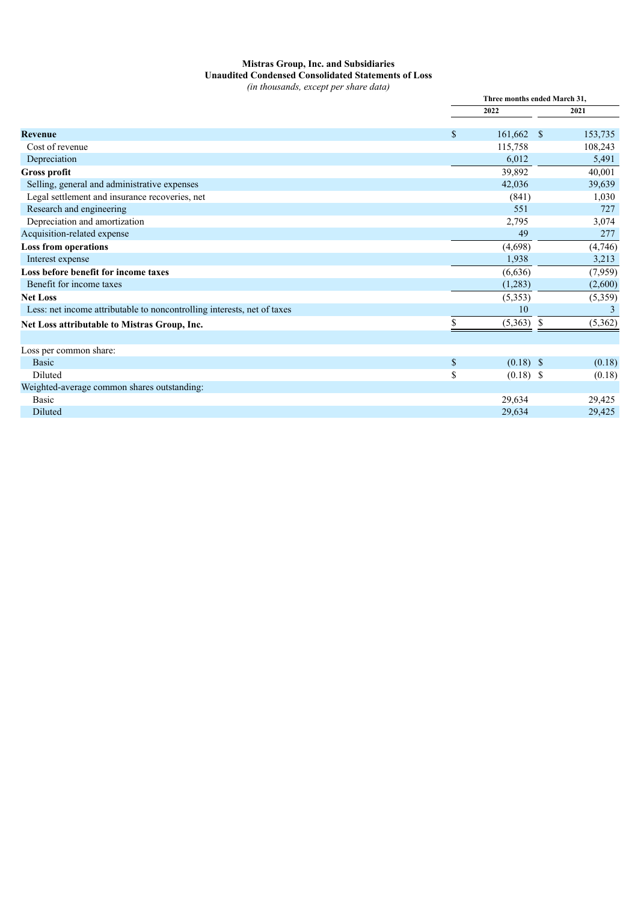**Mistras Group, Inc. and Subsidiaries**
**Unaudited Condensed Consolidated Statements of Loss**
*(in thousands, except per share data)*

| | Three months ended March 31, | |
|---|---|---|
| | 2022 | 2021 |
| **Revenue** | $ 161,662 | $ 153,735 |
| Cost of revenue | 115,758 | 108,243 |
| Depreciation | 6,012 | 5,491 |
| **Gross profit** | 39,892 | 40,001 |
| Selling, general and administrative expenses | 42,036 | 39,639 |
| Legal settlement and insurance recoveries, net | (841) | 1,030 |
| Research and engineering | 551 | 727 |
| Depreciation and amortization | 2,795 | 3,074 |
| Acquisition-related expense | 49 | 277 |
| **Loss from operations** | (4,698) | (4,746) |
| Interest expense | 1,938 | 3,213 |
| **Loss before benefit for income taxes** | (6,636) | (7,959) |
| Benefit for income taxes | (1,283) | (2,600) |
| **Net Loss** | (5,353) | (5,359) |
| Less: net income attributable to noncontrolling interests, net of taxes | 10 | 3 |
| **Net Loss attributable to Mistras Group, Inc.** | $ (5,363) | $ (5,362) |
| | | |
| Loss per common share: | | |
| Basic | $ (0.18) | $ (0.18) |
| Diluted | $ (0.18) | $ (0.18) |
| Weighted-average common shares outstanding: | | |
| Basic | 29,634 | 29,425 |
| Diluted | 29,634 | 29,425 |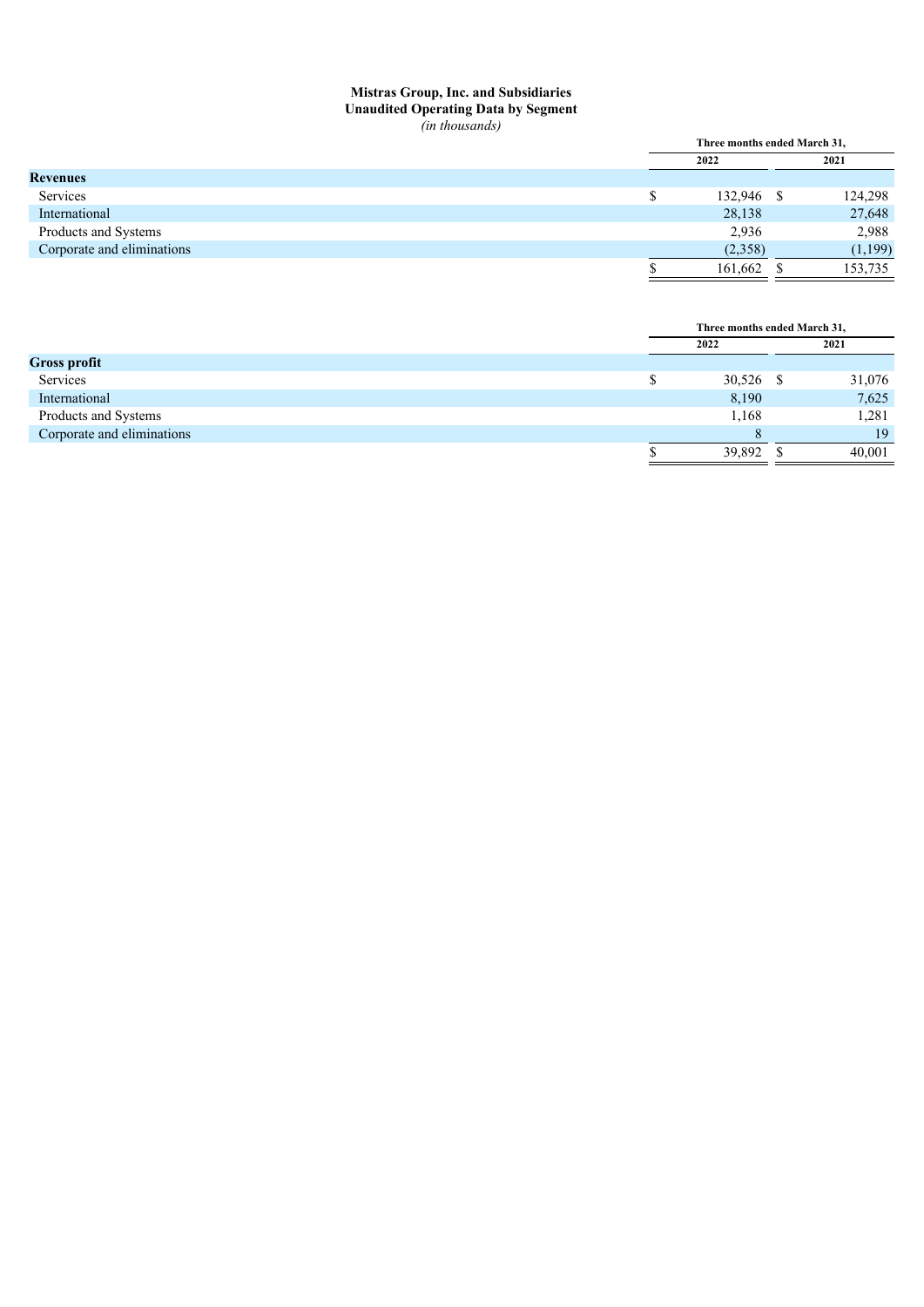**Mistras Group, Inc. and Subsidiaries**
**Unaudited Operating Data by Segment**
*(in thousands)*

| | Three months ended March 31, | |
|---|---|---|
| | 2022 | 2021 |
| **Revenues** | | |
| Services | $ 132,946 | $ 124,298 |
| International | 28,138 | 27,648 |
| Products and Systems | 2,936 | 2,988 |
| Corporate and eliminations | (2,358) | (1,199) |
| | $ 161,662 | $ 153,735 |

| | Three months ended March 31, | |
|---|---|---|
| | 2022 | 2021 |
| **Gross profit** | | |
| Services | $ 30,526 | $ 31,076 |
| International | 8,190 | 7,625 |
| Products and Systems | 1,168 | 1,281 |
| Corporate and eliminations | 8 | 19 |
| | $ 39,892 | $ 40,001 |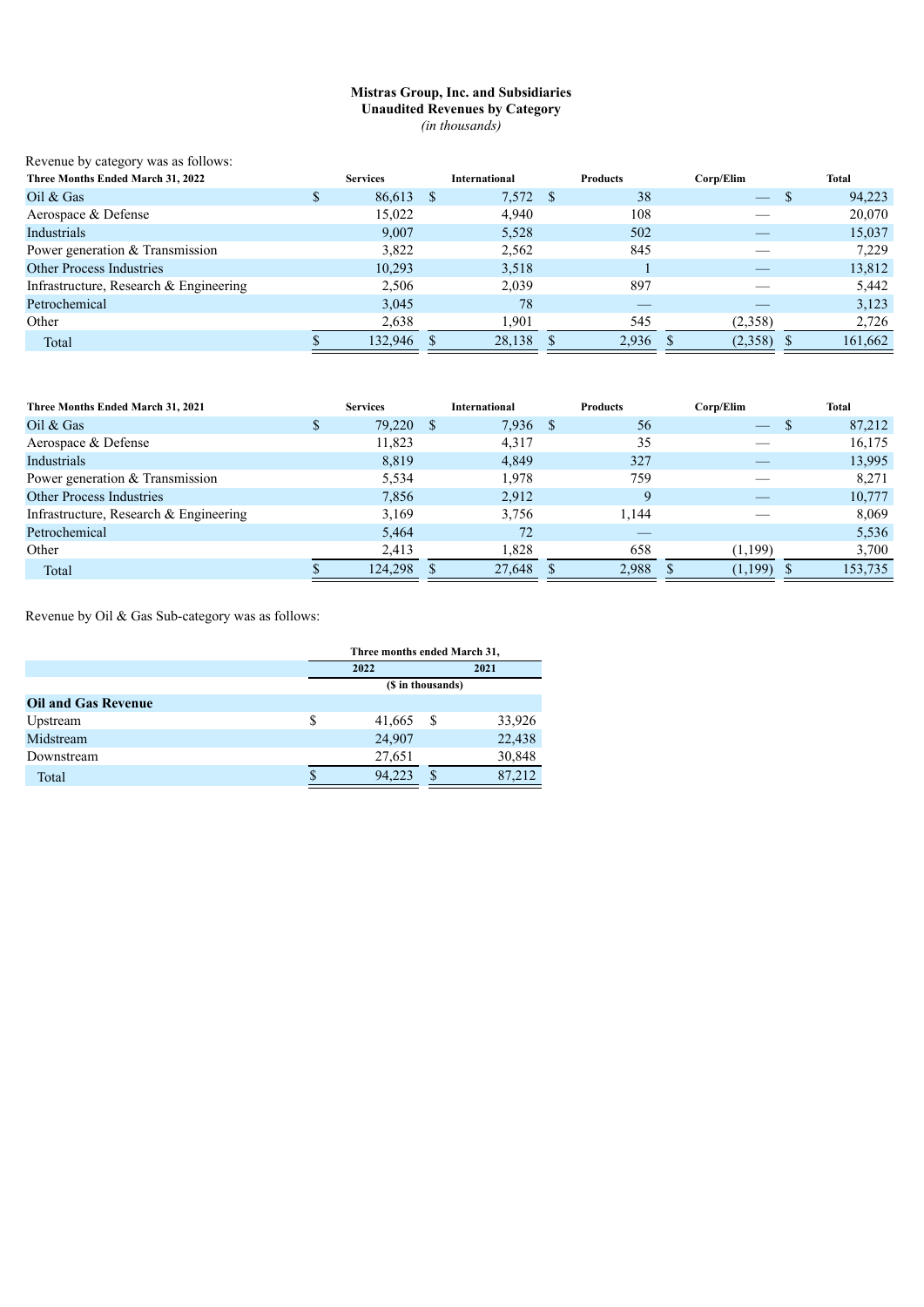# Mistras Group, Inc. and Subsidiaries
## Unaudited Revenues by Category
*(in thousands)*

Revenue by category was as follows:

| Three Months Ended March 31, 2022 | Services | International | Products | Corp/Elim | Total |
|---|---|---|---|---|---|
| Oil & Gas | $ 86,613 | $ 7,572 | $ 38 | — | $ 94,223 |
| Aerospace & Defense | 15,022 | 4,940 | 108 | — | 20,070 |
| Industrials | 9,007 | 5,528 | 502 | — | 15,037 |
| Power generation & Transmission | 3,822 | 2,562 | 845 | — | 7,229 |
| Other Process Industries | 10,293 | 3,518 | 1 | — | 13,812 |
| Infrastructure, Research & Engineering | 2,506 | 2,039 | 897 | — | 5,442 |
| Petrochemical | 3,045 | 78 | — | — | 3,123 |
| Other | 2,638 | 1,901 | 545 | (2,358) | 2,726 |
| Total | $ 132,946 | $ 28,138 | $ 2,936 | $ (2,358) | $ 161,662 |

| Three Months Ended March 31, 2021 | Services | International | Products | Corp/Elim | Total |
|---|---|---|---|---|---|
| Oil & Gas | $ 79,220 | $ 7,936 | $ 56 | — | $ 87,212 |
| Aerospace & Defense | 11,823 | 4,317 | 35 | — | 16,175 |
| Industrials | 8,819 | 4,849 | 327 | — | 13,995 |
| Power generation & Transmission | 5,534 | 1,978 | 759 | — | 8,271 |
| Other Process Industries | 7,856 | 2,912 | 9 | — | 10,777 |
| Infrastructure, Research & Engineering | 3,169 | 3,756 | 1,144 | — | 8,069 |
| Petrochemical | 5,464 | 72 | — | | 5,536 |
| Other | 2,413 | 1,828 | 658 | (1,199) | 3,700 |
| Total | $ 124,298 | $ 27,648 | $ 2,988 | $ (1,199) | $ 153,735 |

Revenue by Oil & Gas Sub-category was as follows:

| | Three months ended March 31, | |
|---|---|---|
| | 2022 | 2021 |
| | ($ in thousands) | |
| **Oil and Gas Revenue** | | |
| Upstream | $ 41,665 | $ 33,926 |
| Midstream | 24,907 | 22,438 |
| Downstream | 27,651 | 30,848 |
| Total | $ 94,223 | $ 87,212 |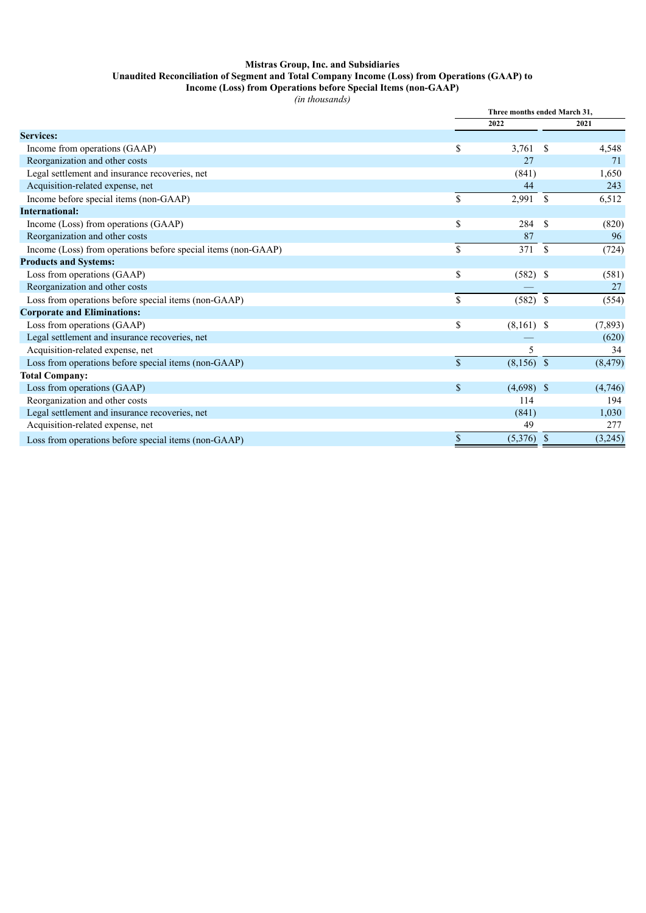**Mistras Group, Inc. and Subsidiaries**
**Unaudited Reconciliation of Segment and Total Company Income (Loss) from Operations (GAAP) to Income (Loss) from Operations before Special Items (non-GAAP)**
*(in thousands)*

| | Three months ended March 31, | |
|---|---|---|
| | 2022 | 2021 |
| **Services:** | | |
| Income from operations (GAAP) | $ 3,761 | $ 4,548 |
| Reorganization and other costs | 27 | 71 |
| Legal settlement and insurance recoveries, net | (841) | 1,650 |
| Acquisition-related expense, net | 44 | 243 |
| Income before special items (non-GAAP) | $ 2,991 | $ 6,512 |
| **International:** | | |
| Income (Loss) from operations (GAAP) | $ 284 | $ (820) |
| Reorganization and other costs | 87 | 96 |
| Income (Loss) from operations before special items (non-GAAP) | $ 371 | $ (724) |
| **Products and Systems:** | | |
| Loss from operations (GAAP) | $ (582) | $ (581) |
| Reorganization and other costs | — | 27 |
| Loss from operations before special items (non-GAAP) | $ (582) | $ (554) |
| **Corporate and Eliminations:** | | |
| Loss from operations (GAAP) | $ (8,161) | $ (7,893) |
| Legal settlement and insurance recoveries, net | — | (620) |
| Acquisition-related expense, net | 5 | 34 |
| Loss from operations before special items (non-GAAP) | $ (8,156) | $ (8,479) |
| **Total Company:** | | |
| Loss from operations (GAAP) | $ (4,698) | $ (4,746) |
| Reorganization and other costs | 114 | 194 |
| Legal settlement and insurance recoveries, net | (841) | 1,030 |
| Acquisition-related expense, net | 49 | 277 |
| Loss from operations before special items (non-GAAP) | $ (5,376) | $ (3,245) |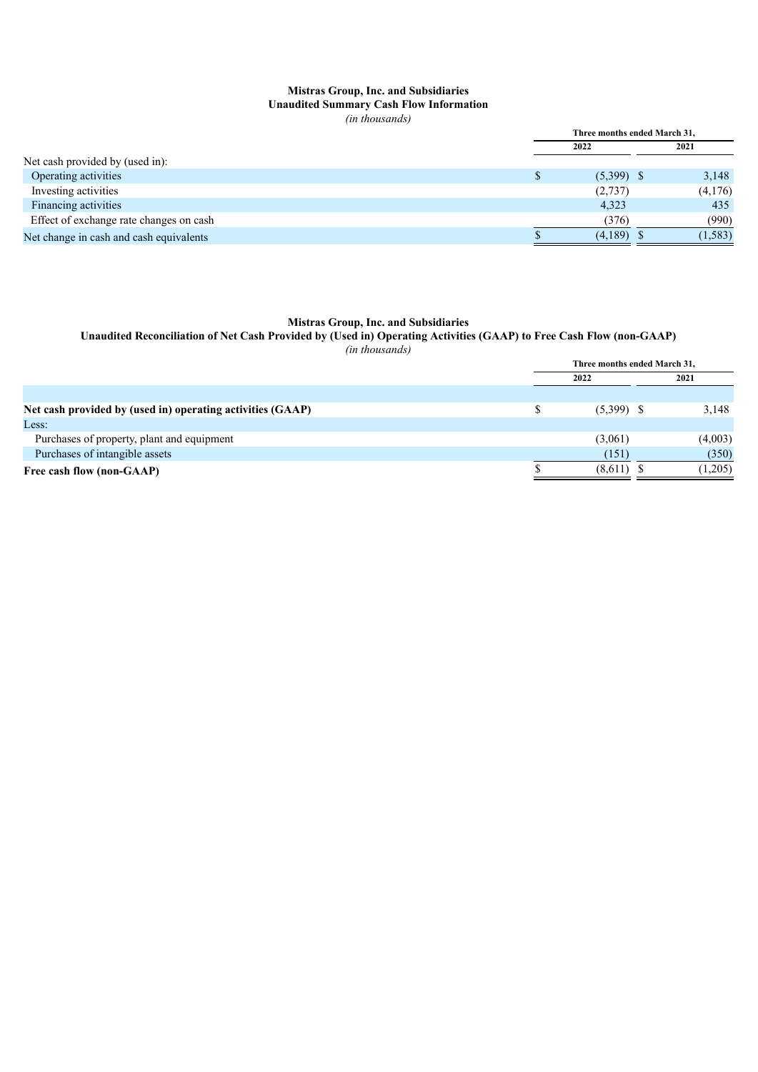**Mistras Group, Inc. and Subsidiaries**
**Unaudited Summary Cash Flow Information**
*(in thousands)*

| | Three months ended March 31, | |
|---|---|---|
| | 2022 | 2021 |
| Net cash provided by (used in): | | |
| Operating activities | $ (5,399) | $ 3,148 |
| Investing activities | (2,737) | (4,176) |
| Financing activities | 4,323 | 435 |
| Effect of exchange rate changes on cash | (376) | (990) |
| Net change in cash and cash equivalents | $ (4,189) | $ (1,583) |

**Mistras Group, Inc. and Subsidiaries**
**Unaudited Reconciliation of Net Cash Provided by (Used in) Operating Activities (GAAP) to Free Cash Flow (non-GAAP)**
*(in thousands)*

| | Three months ended March 31, | |
|---|---|---|
| | 2022 | 2021 |
| **Net cash provided by (used in) operating activities (GAAP)** | $ (5,399) | $ 3,148 |
| Less: | | |
| Purchases of property, plant and equipment | (3,061) | (4,003) |
| Purchases of intangible assets | (151) | (350) |
| **Free cash flow (non-GAAP)** | $ (8,611) | $ (1,205) |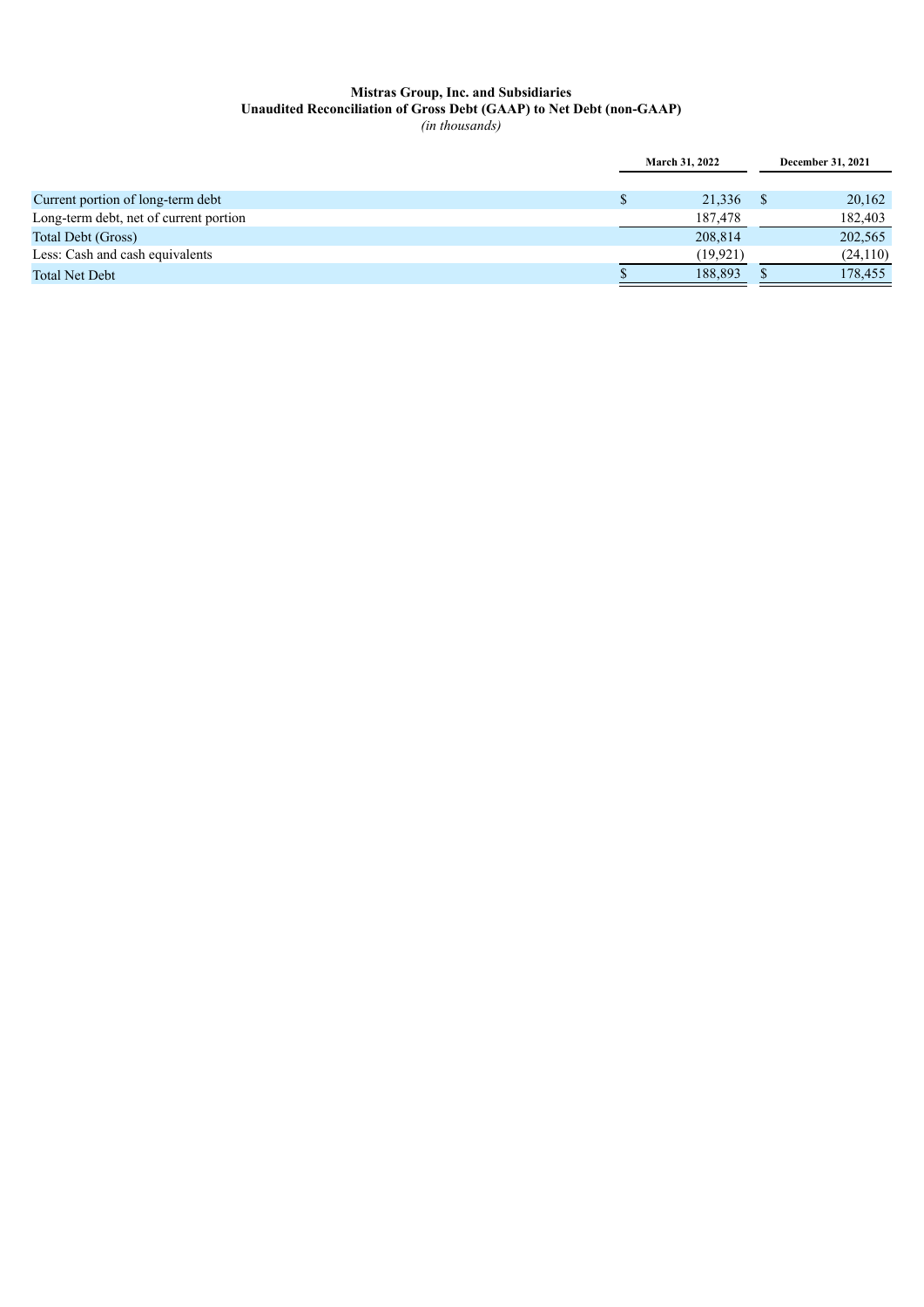**Mistras Group, Inc. and Subsidiaries**
**Unaudited Reconciliation of Gross Debt (GAAP) to Net Debt (non-GAAP)**
*(in thousands)*

| | March 31, 2022 | December 31, 2021 |
|---|---|---|
| Current portion of long-term debt | $ 21,336 | $ 20,162 |
| Long-term debt, net of current portion | 187,478 | 182,403 |
| Total Debt (Gross) | 208,814 | 202,565 |
| Less: Cash and cash equivalents | (19,921) | (24,110) |
| Total Net Debt | $ 188,893 | $ 178,455 |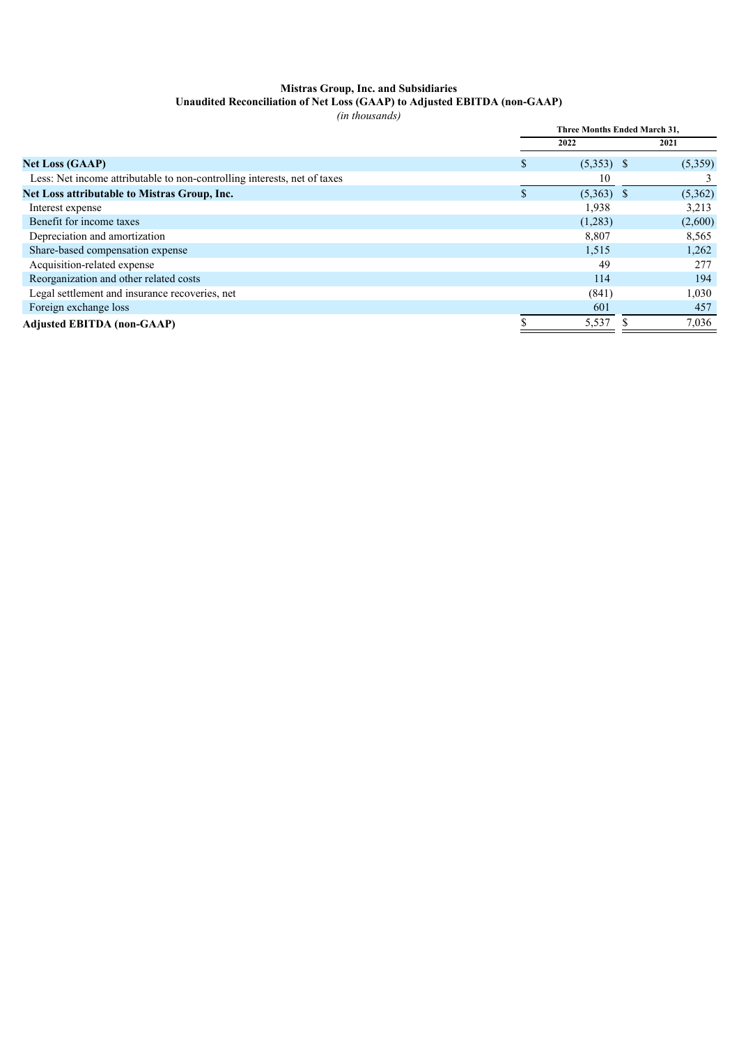**Mistras Group, Inc. and Subsidiaries**
**Unaudited Reconciliation of Net Loss (GAAP) to Adjusted EBITDA (non-GAAP)**
*(in thousands)*

| | Three Months Ended March 31, | |
|---|---|---|
| | 2022 | 2021 |
| **Net Loss (GAAP)** | $ (5,353) | $ (5,359) |
| Less: Net income attributable to non-controlling interests, net of taxes | 10 | 3 |
| **Net Loss attributable to Mistras Group, Inc.** | $ (5,363) | $ (5,362) |
| Interest expense | 1,938 | 3,213 |
| Benefit for income taxes | (1,283) | (2,600) |
| Depreciation and amortization | 8,807 | 8,565 |
| Share-based compensation expense | 1,515 | 1,262 |
| Acquisition-related expense | 49 | 277 |
| Reorganization and other related costs | 114 | 194 |
| Legal settlement and insurance recoveries, net | (841) | 1,030 |
| Foreign exchange loss | 601 | 457 |
| **Adjusted EBITDA (non-GAAP)** | $ 5,537 | $ 7,036 |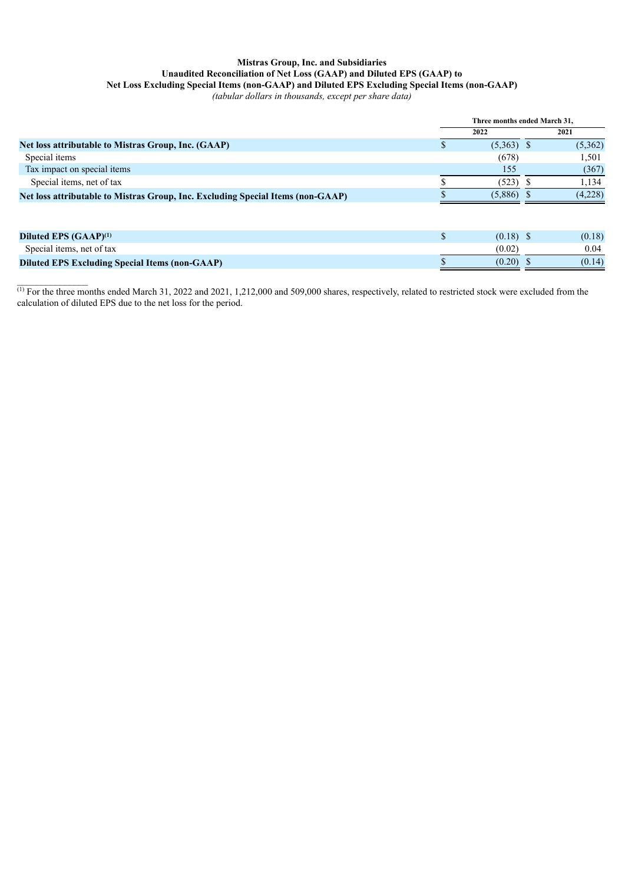**Mistras Group, Inc. and Subsidiaries**
**Unaudited Reconciliation of Net Loss (GAAP) and Diluted EPS (GAAP) to**
**Net Loss Excluding Special Items (non-GAAP) and Diluted EPS Excluding Special Items (non-GAAP)**
*(tabular dollars in thousands, except per share data)*

| | Three months ended March 31, | |
|---|---|---|
| | 2022 | 2021 |
| **Net loss attributable to Mistras Group, Inc. (GAAP)** | $ (5,363) | $ (5,362) |
| Special items | (678) | 1,501 |
| Tax impact on special items | 155 | (367) |
| Special items, net of tax | $ (523) | $ 1,134 |
| **Net loss attributable to Mistras Group, Inc. Excluding Special Items (non-GAAP)** | $ (5,886) | $ (4,228) |
| | | |
| **Diluted EPS (GAAP)[(1)]** | $ (0.18) | $ (0.18) |
| Special items, net of tax | (0.02) | 0.04 |
| **Diluted EPS Excluding Special Items (non-GAAP)** | $ (0.20) | $ (0.14) |

[(1)] For the three months ended March 31, 2022 and 2021, 1,212,000 and 509,000 shares, respectively, related to restricted stock were excluded from the calculation of diluted EPS due to the net loss for the period.